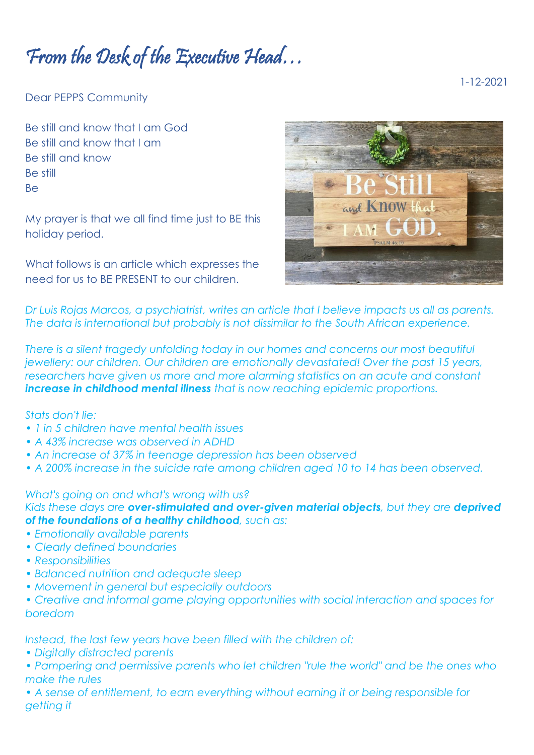# From the Desk of the Executive Head…

1-12-2021

Dear PEPPS Community

Be still and know that I am God
Be still and know that I am
Be still and know
Be still
Be

My prayer is that we all find time just to BE this holiday period.

What follows is an article which expresses the need for us to BE PRESENT to our children.

*Dr Luis Rojas Marcos, a psychiatrist, writes an article that I believe impacts us all as parents. The data is international but probably is not dissimilar to the South African experience.*

*There is a silent tragedy unfolding today in our homes and concerns our most beautiful jewellery: our children. Our children are emotionally devastated! Over the past 15 years, researchers have given us more and more alarming statistics on an acute and constant **increase in childhood mental illness** that is now reaching epidemic proportions.*

*Stats don't lie:*

- *1 in 5 children have mental health issues*
- *A 43% increase was observed in ADHD*
- *An increase of 37% in teenage depression has been observed*
- *A 200% increase in the suicide rate among children aged 10 to 14 has been observed.*

*What's going on and what's wrong with us?*
*Kids these days are **over-stimulated and over-given material objects**, but they are **deprived of the foundations of a healthy childhood**, such as:*

- *Emotionally available parents*
- *Clearly defined boundaries*
- *Responsibilities*
- *Balanced nutrition and adequate sleep*
- *Movement in general but especially outdoors*
- *Creative and informal game playing opportunities with social interaction and spaces for boredom*

*Instead, the last few years have been filled with the children of:*

- *Digitally distracted parents*
- *Pampering and permissive parents who let children "rule the world" and be the ones who make the rules*
- *A sense of entitlement, to earn everything without earning it or being responsible for getting it*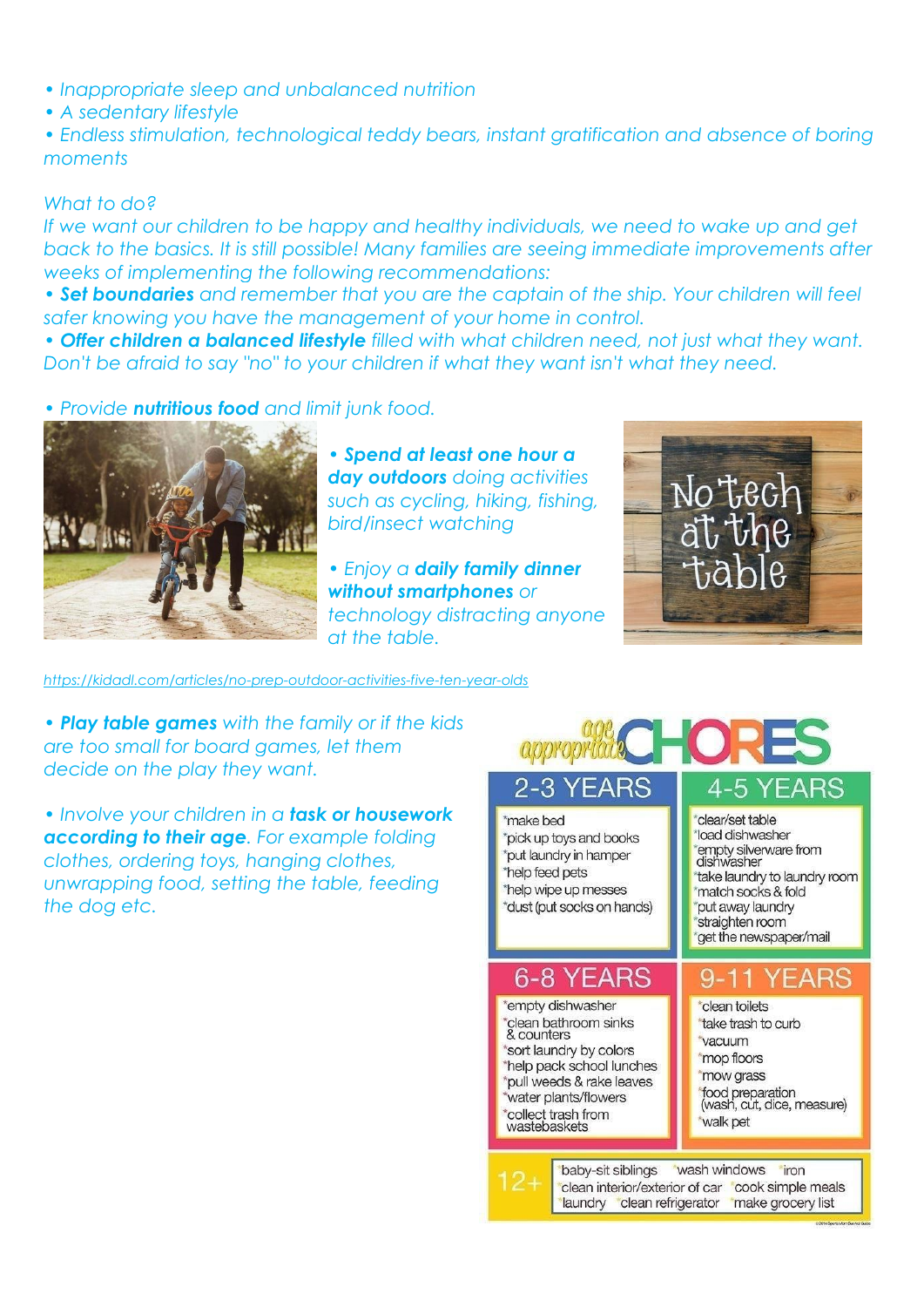- *Inappropriate sleep and unbalanced nutrition*
- *A sedentary lifestyle*
- *Endless stimulation, technological teddy bears, instant gratification and absence of boring moments*

*What to do?*

*If we want our children to be happy and healthy individuals, we need to wake up and get back to the basics. It is still possible! Many families are seeing immediate improvements after weeks of implementing the following recommendations:*

- ***Set boundaries** and remember that you are the captain of the ship. Your children will feel safer knowing you have the management of your home in control.*
- ***Offer children a balanced lifestyle** filled with what children need, not just what they want. Don't be afraid to say "no" to your children if what they want isn't what they need.*
- *Provide **nutritious food** and limit junk food.*
- ***Spend at least one hour a day outdoors** doing activities such as cycling, hiking, fishing, bird/insect watching*
- *Enjoy a **daily family dinner without smartphones** or technology distracting anyone at the table.*

No tech at the table

https://kidadl.com/articles/no-prep-outdoor-activities-five-ten-year-olds

- ***Play table games** with the family or if the kids are too small for board games, let them decide on the play they want.*
- *Involve your children in a **task or housework according to their age**. For example folding clothes, ordering toys, hanging clothes, unwrapping food, setting the table, feeding the dog etc.*

## age appropriate CHORES

| 2-3 YEARS | 4-5 YEARS |
|---|---|
| *make bed<br>*pick up toys and books<br>*put laundry in hamper<br>*help feed pets<br>*help wipe up messes<br>*dust (put socks on hands) | *clear/set table<br>*load dishwasher<br>*empty silverware from dishwasher<br>*take laundry to laundry room<br>*match socks & fold<br>*put away laundry<br>*straighten room<br>*get the newspaper/mail |

| 6-8 YEARS | 9-11 YEARS |
|---|---|
| *empty dishwasher<br>*clean bathroom sinks & counters<br>*sort laundry by colors<br>*help pack school lunches<br>*pull weeds & rake leaves<br>*water plants/flowers<br>*collect trash from wastebaskets | *clean toilets<br>*take trash to curb<br>*vacuum<br>*mop floors<br>*mow grass<br>*food preparation (wash, cut, dice, measure)<br>*walk pet |

| 12+ |
|---|
| *baby-sit siblings *wash windows *iron<br>*clean interior/exterior of car *cook simple meals<br>*laundry *clean refrigerator *make grocery list |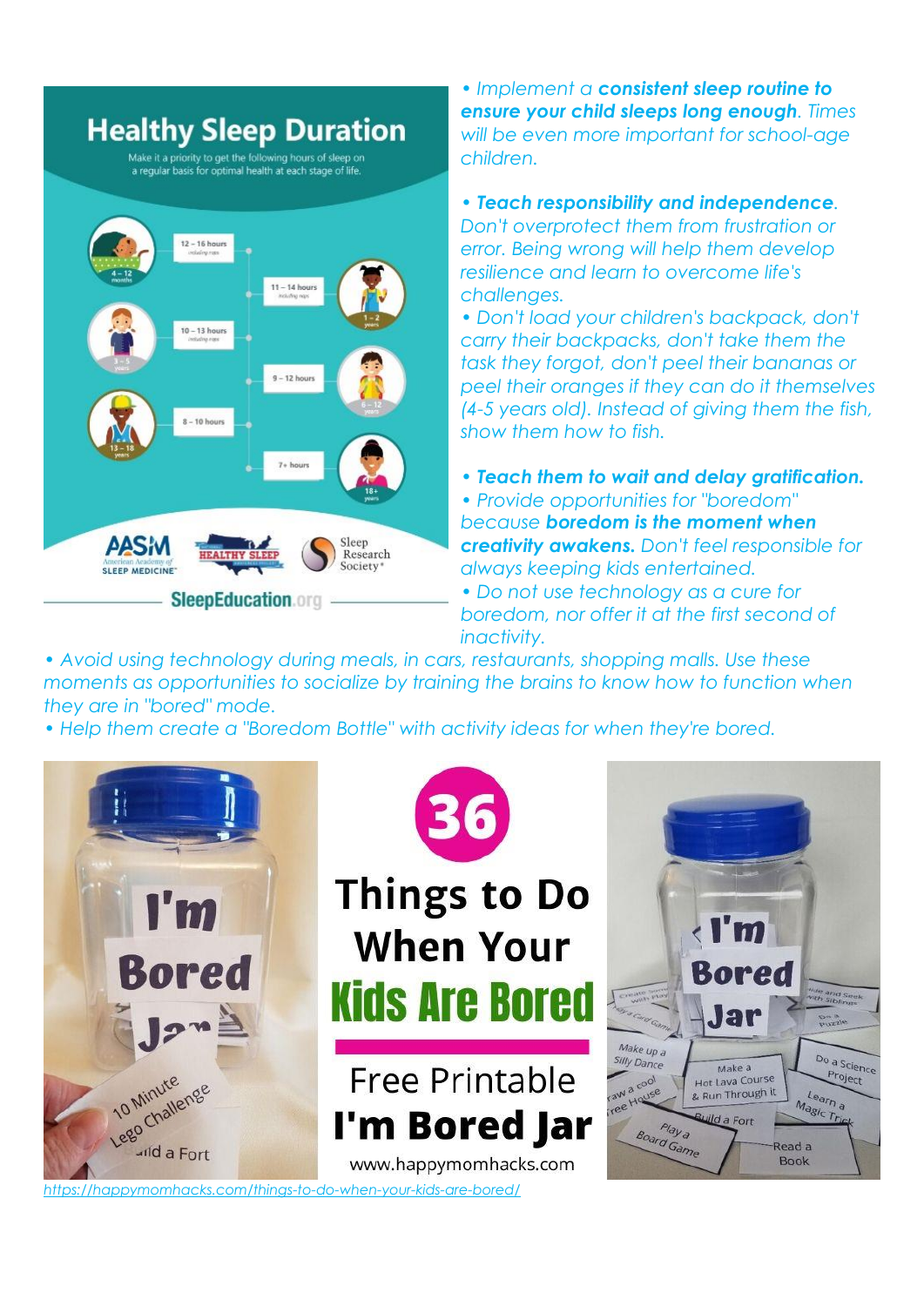## Healthy Sleep Duration

Make it a priority to get the following hours of sleep on a regular basis for optimal health at each stage of life.

- 4 – 12 months: 12 – 16 hours (including naps)
- 1 – 2 years: 11 – 14 hours (including naps)
- 3 – 5 years: 10 – 13 hours (including naps)
- 6 – 12 years: 9 – 12 hours
- 13 – 18 years: 8 – 10 hours
- 18+ years: 7+ hours

AASM American Academy of Sleep Medicine · Healthy Sleep · Sleep Research Society

SleepEducation.org

*• Implement a **consistent sleep routine to ensure your child sleeps long enough**. Times will be even more important for school-age children.*

*• **Teach responsibility and independence**. Don't overprotect them from frustration or error. Being wrong will help them develop resilience and learn to overcome life's challenges.*

*• Don't load your children's backpack, don't carry their backpacks, don't take them the task they forgot, don't peel their bananas or peel their oranges if they can do it themselves (4-5 years old). Instead of giving them the fish, show them how to fish.*

*• **Teach them to wait and delay gratification.***

*• Provide opportunities for "boredom" because **boredom is the moment when creativity awakens.** Don't feel responsible for always keeping kids entertained.*

*• Do not use technology as a cure for boredom, nor offer it at the first second of inactivity.*

*• Avoid using technology during meals, in cars, restaurants, shopping malls. Use these moments as opportunities to socialize by training the brains to know how to function when they are in "bored" mode.*

*• Help them create a "Boredom Bottle" with activity ideas for when they're bored.*

**36 Things to Do When Your Kids Are Bored**

Free Printable **I'm Bored Jar**

www.happymomhacks.com

[https://happymomhacks.com/things-to-do-when-your-kids-are-bored/](https://happymomhacks.com/things-to-do-when-your-kids-are-bored/)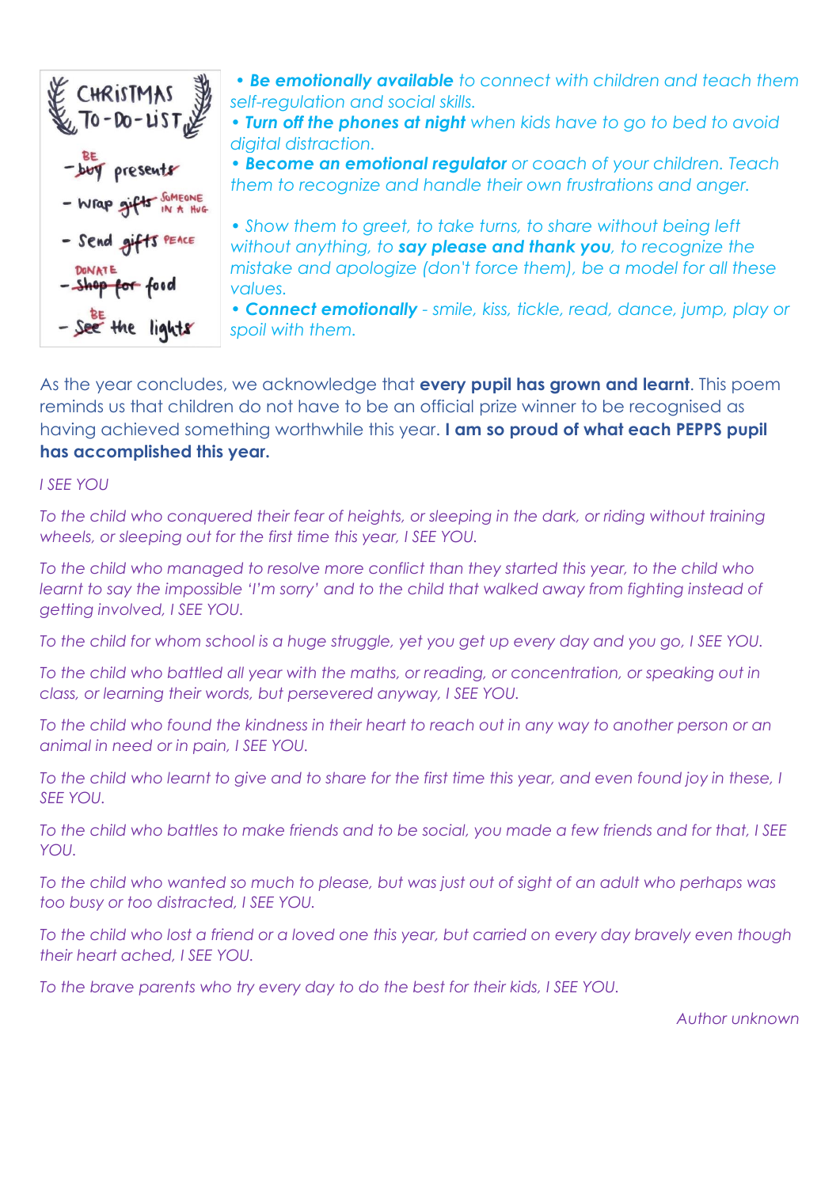- ***Be emotionally available*** *to connect with children and teach them self-regulation and social skills.*
- ***Turn off the phones at night*** *when kids have to go to bed to avoid digital distraction.*
- ***Become an emotional regulator*** *or coach of your children. Teach them to recognize and handle their own frustrations and anger.*
- *Show them to greet, to take turns, to share without being left without anything, to* ***say please and thank you****, to recognize the mistake and apologize (don't force them), be a model for all these values.*
- ***Connect emotionally*** *- smile, kiss, tickle, read, dance, jump, play or spoil with them.*

As the year concludes, we acknowledge that **every pupil has grown and learnt**. This poem reminds us that children do not have to be an official prize winner to be recognised as having achieved something worthwhile this year. **I am so proud of what each PEPPS pupil has accomplished this year.**

*I SEE YOU*

*To the child who conquered their fear of heights, or sleeping in the dark, or riding without training wheels, or sleeping out for the first time this year, I SEE YOU.*

*To the child who managed to resolve more conflict than they started this year, to the child who learnt to say the impossible 'I'm sorry' and to the child that walked away from fighting instead of getting involved, I SEE YOU.*

*To the child for whom school is a huge struggle, yet you get up every day and you go, I SEE YOU.*

*To the child who battled all year with the maths, or reading, or concentration, or speaking out in class, or learning their words, but persevered anyway, I SEE YOU.*

*To the child who found the kindness in their heart to reach out in any way to another person or an animal in need or in pain, I SEE YOU.*

*To the child who learnt to give and to share for the first time this year, and even found joy in these, I SEE YOU.*

*To the child who battles to make friends and to be social, you made a few friends and for that, I SEE YOU.*

*To the child who wanted so much to please, but was just out of sight of an adult who perhaps was too busy or too distracted, I SEE YOU.*

*To the child who lost a friend or a loved one this year, but carried on every day bravely even though their heart ached, I SEE YOU.*

*To the brave parents who try every day to do the best for their kids, I SEE YOU.*

*Author unknown*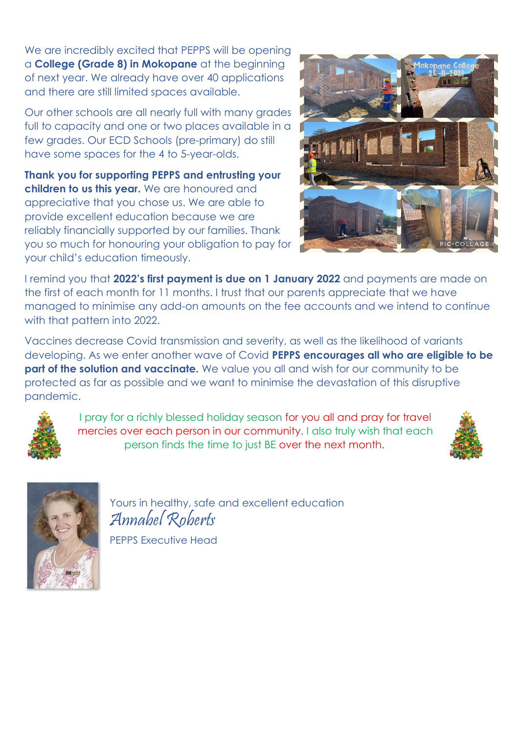We are incredibly excited that PEPPS will be opening a **College (Grade 8) in Mokopane** at the beginning of next year. We already have over 40 applications and there are still limited spaces available.

Our other schools are all nearly full with many grades full to capacity and one or two places available in a few grades. Our ECD Schools (pre-primary) do still have some spaces for the 4 to 5-year-olds.

**Thank you for supporting PEPPS and entrusting your children to us this year.** We are honoured and appreciative that you chose us. We are able to provide excellent education because we are reliably financially supported by our families. Thank you so much for honouring your obligation to pay for your child's education timeously.

I remind you that **2022's first payment is due on 1 January 2022** and payments are made on the first of each month for 11 months. I trust that our parents appreciate that we have managed to minimise any add-on amounts on the fee accounts and we intend to continue with that pattern into 2022.

Vaccines decrease Covid transmission and severity, as well as the likelihood of variants developing. As we enter another wave of Covid **PEPPS encourages all who are eligible to be part of the solution and vaccinate.** We value you all and wish for our community to be protected as far as possible and we want to minimise the devastation of this disruptive pandemic.

I pray for a richly blessed holiday season for you all and pray for travel mercies over each person in our community. I also truly wish that each person finds the time to just BE over the next month.

Yours in healthy, safe and excellent education

*Annabel Roberts*

PEPPS Executive Head